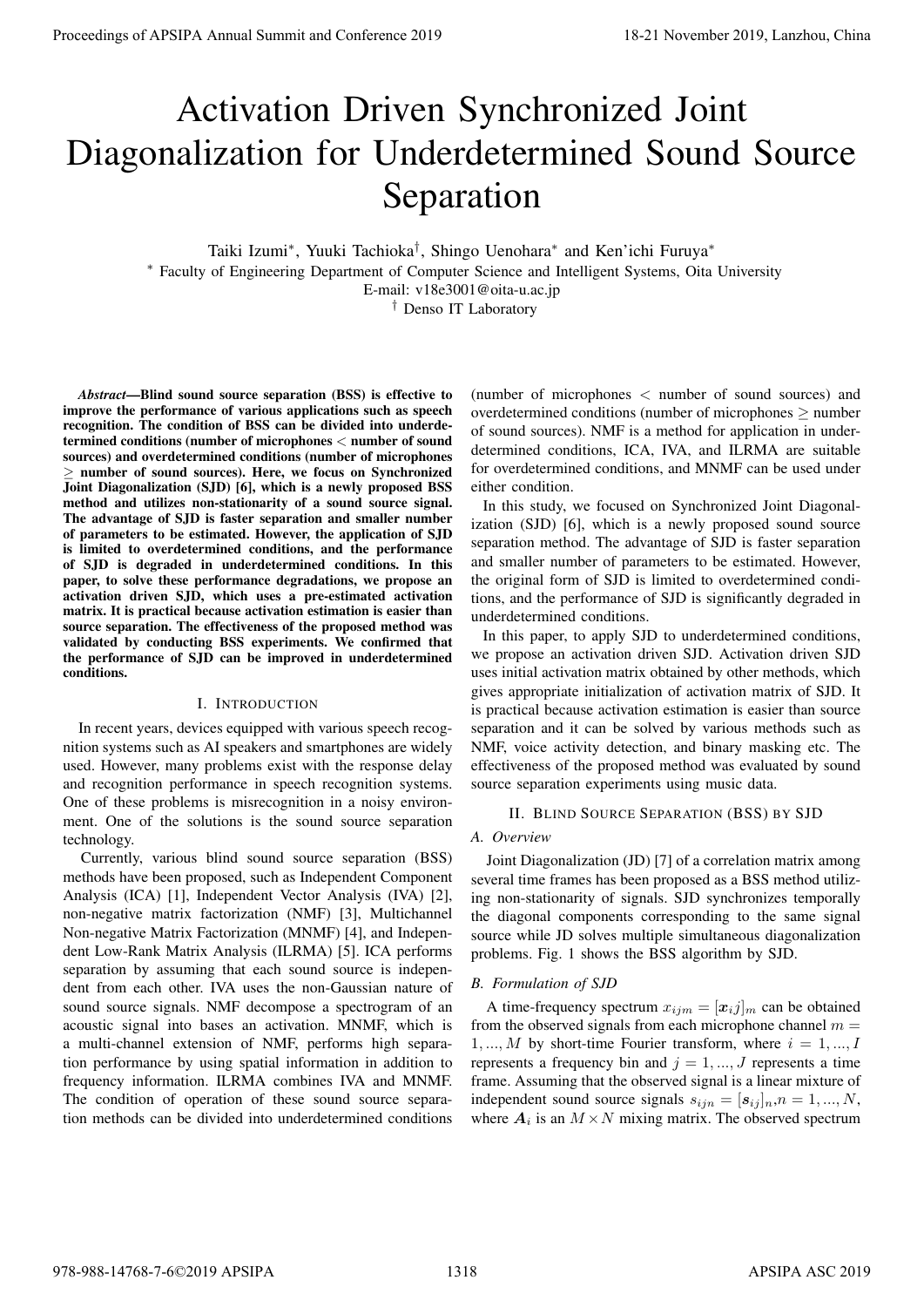# Activation Driven Synchronized Joint Diagonalization for Underdetermined Sound Source Separation

Taiki Izumi[∗], Yuuki Tachioka[†], Shingo Uenohara[∗] and Ken'ichi Furuya[∗]

[∗] Faculty of Engineering Department of Computer Science and Intelligent Systems, Oita University

E-mail: v18e3001@oita-u.ac.jp

[†] Denso IT Laboratory

***Abstract*—Blind sound source separation (BSS) is effective to improve the performance of various applications such as speech recognition. The condition of BSS can be divided into underdetermined conditions (number of microphones < number of sound sources) and overdetermined conditions (number of microphones ≥ number of sound sources). Here, we focus on Synchronized Joint Diagonalization (SJD) [6], which is a newly proposed BSS method and utilizes non-stationarity of a sound source signal. The advantage of SJD is faster separation and smaller number of parameters to be estimated. However, the application of SJD is limited to overdetermined conditions, and the performance of SJD is degraded in underdetermined conditions. In this paper, to solve these performance degradations, we propose an activation driven SJD, which uses a pre-estimated activation matrix. It is practical because activation estimation is easier than source separation. The effectiveness of the proposed method was validated by conducting BSS experiments. We confirmed that the performance of SJD can be improved in underdetermined conditions.**

## I. Introduction

In recent years, devices equipped with various speech recognition systems such as AI speakers and smartphones are widely used. However, many problems exist with the response delay and recognition performance in speech recognition systems. One of these problems is misrecognition in a noisy environment. One of the solutions is the sound source separation technology.

Currently, various blind sound source separation (BSS) methods have been proposed, such as Independent Component Analysis (ICA) [1], Independent Vector Analysis (IVA) [2], non-negative matrix factorization (NMF) [3], Multichannel Non-negative Matrix Factorization (MNMF) [4], and Independent Low-Rank Matrix Analysis (ILRMA) [5]. ICA performs separation by assuming that each sound source is independent from each other. IVA uses the non-Gaussian nature of sound source signals. NMF decompose a spectrogram of an acoustic signal into bases an activation. MNMF, which is a multi-channel extension of NMF, performs high separation performance by using spatial information in addition to frequency information. ILRMA combines IVA and MNMF. The condition of operation of these sound source separation methods can be divided into underdetermined conditions (number of microphones < number of sound sources) and overdetermined conditions (number of microphones ≥ number of sound sources). NMF is a method for application in underdetermined conditions, ICA, IVA, and ILRMA are suitable for overdetermined conditions, and MNMF can be used under either condition.

In this study, we focused on Synchronized Joint Diagonalization (SJD) [6], which is a newly proposed sound source separation method. The advantage of SJD is faster separation and smaller number of parameters to be estimated. However, the original form of SJD is limited to overdetermined conditions, and the performance of SJD is significantly degraded in underdetermined conditions.

In this paper, to apply SJD to underdetermined conditions, we propose an activation driven SJD. Activation driven SJD uses initial activation matrix obtained by other methods, which gives appropriate initialization of activation matrix of SJD. It is practical because activation estimation is easier than source separation and it can be solved by various methods such as NMF, voice activity detection, and binary masking etc. The effectiveness of the proposed method was evaluated by sound source separation experiments using music data.

## II. Blind Source Separation (BSS) by SJD

### A. Overview

Joint Diagonalization (JD) [7] of a correlation matrix among several time frames has been proposed as a BSS method utilizing non-stationarity of signals. SJD synchronizes temporally the diagonal components corresponding to the same signal source while JD solves multiple simultaneous diagonalization problems. Fig. 1 shows the BSS algorithm by SJD.

### B. Formulation of SJD

A time-frequency spectrum $x_{ijm} = [\boldsymbol{x}_{i}j]_m$ can be obtained from the observed signals from each microphone channel $m = 1, ..., M$ by short-time Fourier transform, where $i = 1, ..., I$ represents a frequency bin and $j = 1, ..., J$ represents a time frame. Assuming that the observed signal is a linear mixture of independent sound source signals $s_{ijn} = [\boldsymbol{s}_{ij}]_n, n = 1, ..., N$, where $\boldsymbol{A}_i$ is an $M \times N$ mixing matrix. The observed spectrum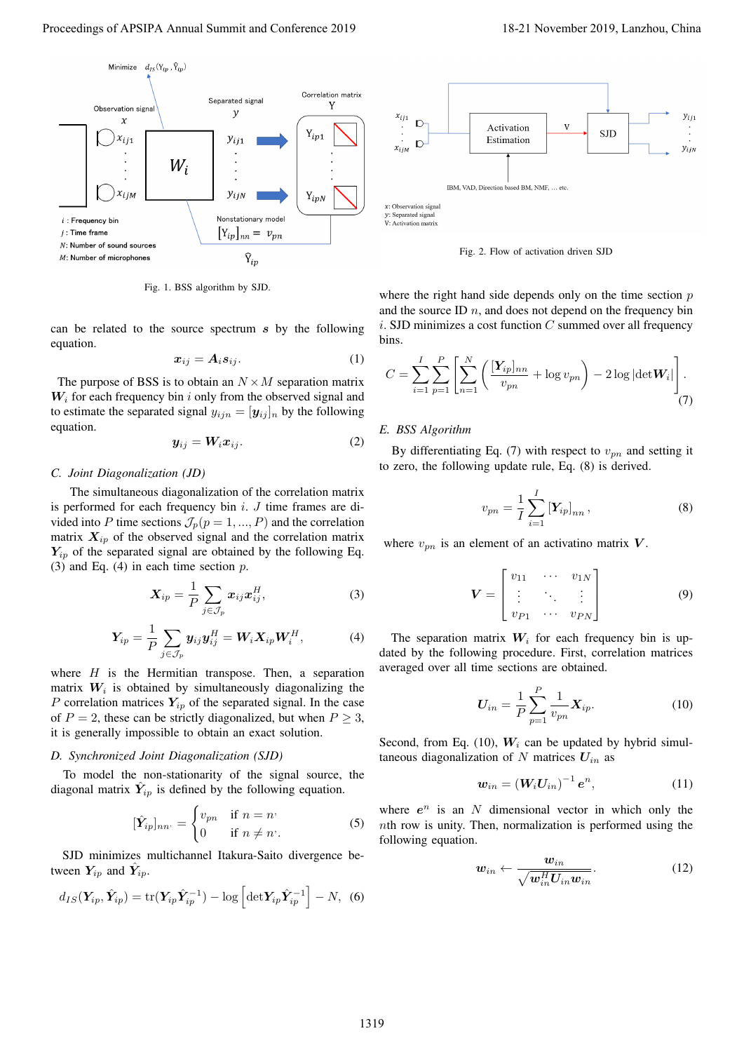Fig. 1. BSS algorithm by SJD.

can be related to the source spectrum $\boldsymbol{s}$ by the following equation.

$$\boldsymbol{x}_{ij} = \boldsymbol{A}_i \boldsymbol{s}_{ij}. \quad (1)$$

The purpose of BSS is to obtain an $N \times M$ separation matrix $\boldsymbol{W}_i$ for each frequency bin $i$ only from the observed signal and to estimate the separated signal $y_{ijn} = [\boldsymbol{y}_{ij}]_n$ by the following equation.

$$\boldsymbol{y}_{ij} = \boldsymbol{W}_i \boldsymbol{x}_{ij}. \quad (2)$$

### C. Joint Diagonalization (JD)

The simultaneous diagonalization of the correlation matrix is performed for each frequency bin $i$. $J$ time frames are divided into $P$ time sections $\mathcal{J}_p (p = 1, ..., P)$ and the correlation matrix $\boldsymbol{X}_{ip}$ of the observed signal and the correlation matrix $\boldsymbol{Y}_{ip}$ of the separated signal are obtained by the following Eq. (3) and Eq. (4) in each time section $p$.

$$\boldsymbol{X}_{ip} = \frac{1}{P} \sum_{j \in \mathcal{J}_p} \boldsymbol{x}_{ij} \boldsymbol{x}_{ij}^H, \quad (3)$$

$$\boldsymbol{Y}_{ip} = \frac{1}{P} \sum_{j \in \mathcal{J}_p} \boldsymbol{y}_{ij} \boldsymbol{y}_{ij}^H = \boldsymbol{W}_i \boldsymbol{X}_{ip} \boldsymbol{W}_i^H, \quad (4)$$

where $H$ is the Hermitian transpose. Then, a separation matrix $\boldsymbol{W}_i$ is obtained by simultaneously diagonalizing the $P$ correlation matrices $\boldsymbol{Y}_{ip}$ of the separated signal. In the case of $P = 2$, these can be strictly diagonalized, but when $P \geq 3$, it is generally impossible to obtain an exact solution.

### D. Synchronized Joint Diagonalization (SJD)

To model the non-stationarity of the signal source, the diagonal matrix $\hat{\boldsymbol{Y}}_{ip}$ is defined by the following equation.

$$[\hat{\boldsymbol{Y}}_{ip}]_{nn'} = \begin{cases} v_{pn} & \text{if } n = n' \\ 0 & \text{if } n \neq n'. \end{cases} \quad (5)$$

SJD minimizes multichannel Itakura-Saito divergence between $\boldsymbol{Y}_{ip}$ and $\hat{\boldsymbol{Y}}_{ip}$.

$$d_{IS}(\boldsymbol{Y}_{ip}, \hat{\boldsymbol{Y}}_{ip}) = \mathrm{tr}(\boldsymbol{Y}_{ip} \hat{\boldsymbol{Y}}_{ip}^{-1}) - \log \left[ \det \boldsymbol{Y}_{ip} \hat{\boldsymbol{Y}}_{ip}^{-1} \right] - N, \quad (6)$$

Fig. 2. Flow of activation driven SJD

where the right hand side depends only on the time section $p$ and the source ID $n$, and does not depend on the frequency bin $i$. SJD minimizes a cost function $C$ summed over all frequency bins.

$$C = \sum_{i=1}^{I} \sum_{p=1}^{P} \left[ \sum_{n=1}^{N} \left( \frac{[\boldsymbol{Y}_{ip}]_{nn}}{v_{pn}} + \log v_{pn} \right) - 2 \log |\det \boldsymbol{W}_i| \right]. \quad (7)$$

### E. BSS Algorithm

By differentiating Eq. (7) with respect to $v_{pn}$ and setting it to zero, the following update rule, Eq. (8) is derived.

$$v_{pn} = \frac{1}{I} \sum_{i=1}^{I} [\boldsymbol{Y}_{ip}]_{nn}, \quad (8)$$

where $v_{pn}$ is an element of an activatino matrix $\boldsymbol{V}$.

$$\boldsymbol{V} = \begin{bmatrix} v_{11} & \cdots & v_{1N} \\ \vdots & \ddots & \vdots \\ v_{P1} & \cdots & v_{PN} \end{bmatrix} \quad (9)$$

The separation matrix $\boldsymbol{W}_i$ for each frequency bin is updated by the following procedure. First, correlation matrices averaged over all time sections are obtained.

$$\boldsymbol{U}_{in} = \frac{1}{P} \sum_{p=1}^{P} \frac{1}{v_{pn}} \boldsymbol{X}_{ip}. \quad (10)$$

Second, from Eq. (10), $\boldsymbol{W}_i$ can be updated by hybrid simultaneous diagonalization of $N$ matrices $\boldsymbol{U}_{in}$ as

$$\boldsymbol{w}_{in} = (\boldsymbol{W}_i \boldsymbol{U}_{in})^{-1} \boldsymbol{e}^n, \quad (11)$$

where $\boldsymbol{e}^n$ is an $N$ dimensional vector in which only the $n$th row is unity. Then, normalization is performed using the following equation.

$$\boldsymbol{w}_{in} \leftarrow \frac{\boldsymbol{w}_{in}}{\sqrt{\boldsymbol{w}_{in}^H \boldsymbol{U}_{in} \boldsymbol{w}_{in}}}. \quad (12)$$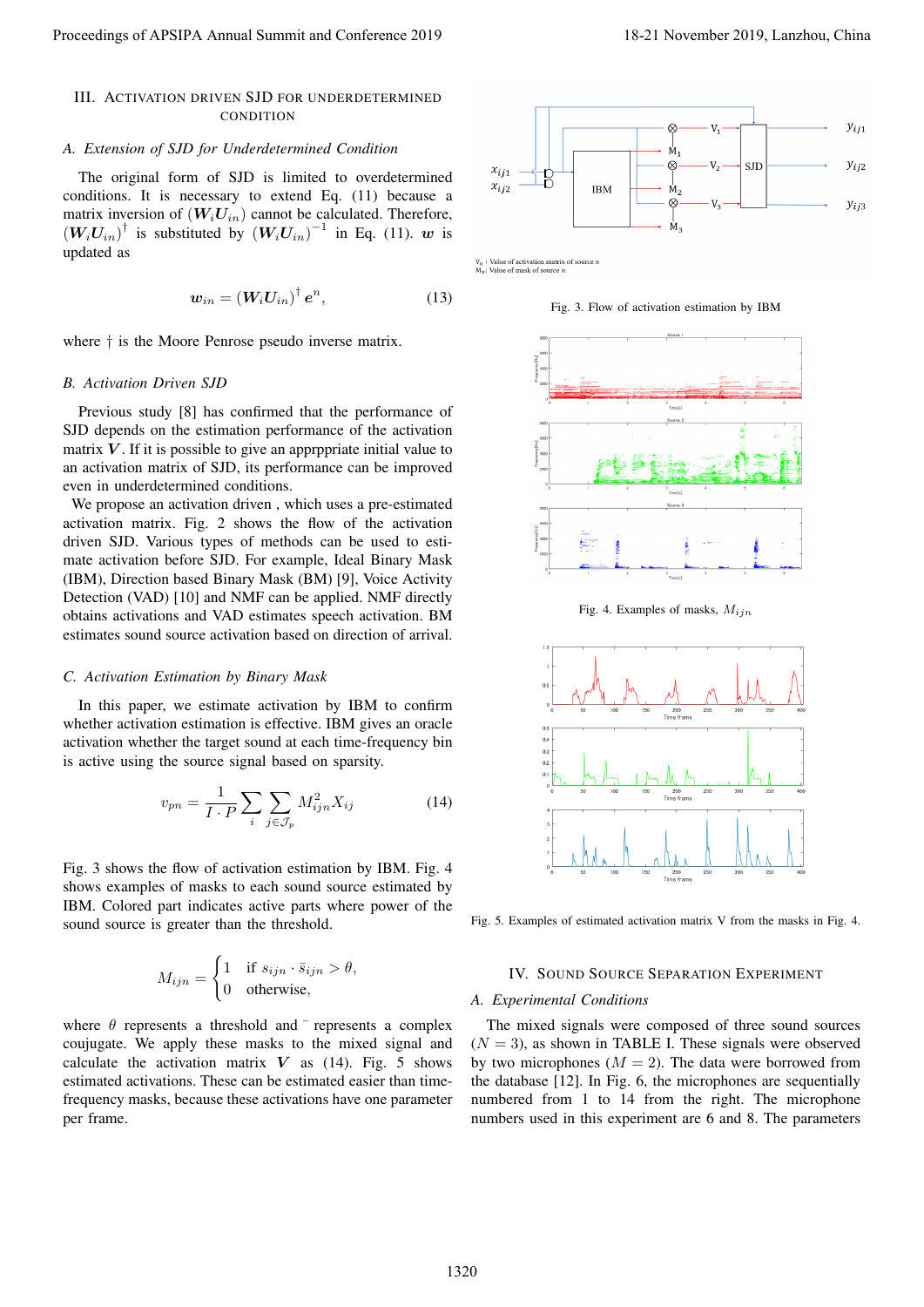## III. Activation Driven SJD for Underdetermined Condition

### A. Extension of SJD for Underdetermined Condition

The original form of SJD is limited to overdetermined conditions. It is necessary to extend Eq. (11) because a matrix inversion of $(\boldsymbol{W}_i\boldsymbol{U}_{in})$ cannot be calculated. Therefore, $(\boldsymbol{W}_i\boldsymbol{U}_{in})^{\dagger}$ is substituted by $(\boldsymbol{W}_i\boldsymbol{U}_{in})^{-1}$ in Eq. (11). $\boldsymbol{w}$ is updated as

$$\boldsymbol{w}_{in} = (\boldsymbol{W}_i\boldsymbol{U}_{in})^{\dagger}\,\boldsymbol{e}^n, \tag{13}$$

where $\dagger$ is the Moore Penrose pseudo inverse matrix.

### B. Activation Driven SJD

Previous study [8] has confirmed that the performance of SJD depends on the estimation performance of the activation matrix $\boldsymbol{V}$. If it is possible to give an apprppriate initial value to an activation matrix of SJD, its performance can be improved even in underdetermined conditions.

We propose an activation driven , which uses a pre-estimated activation matrix. Fig. 2 shows the flow of the activation driven SJD. Various types of methods can be used to estimate activation before SJD. For example, Ideal Binary Mask (IBM), Direction based Binary Mask (BM) [9], Voice Activity Detection (VAD) [10] and NMF can be applied. NMF directly obtains activations and VAD estimates speech activation. BM estimates sound source activation based on direction of arrival.

### C. Activation Estimation by Binary Mask

In this paper, we estimate activation by IBM to confirm whether activation estimation is effective. IBM gives an oracle activation whether the target sound at each time-frequency bin is active using the source signal based on sparsity.

$$v_{pn} = \frac{1}{I \cdot P}\sum_{i}\sum_{j \in \mathcal{J}_p} M_{ijn}^2 X_{ij} \tag{14}$$

Fig. 3 shows the flow of activation estimation by IBM. Fig. 4 shows examples of masks to each sound source estimated by IBM. Colored part indicates active parts where power of the sound source is greater than the threshold.

$$M_{ijn} = \begin{cases} 1 & \text{if } s_{ijn} \cdot \bar{s}_{ijn} > \theta, \\ 0 & \text{otherwise}, \end{cases}$$

where $\theta$ represents a threshold and $^{-}$ represents a complex coujugate. We apply these masks to the mixed signal and calculate the activation matrix $\boldsymbol{V}$ as (14). Fig. 5 shows estimated activations. These can be estimated easier than time-frequency masks, because these activations have one parameter per frame.

Fig. 3. Flow of activation estimation by IBM

Fig. 4. Examples of masks, $M_{ijn}$

Fig. 5. Examples of estimated activation matrix V from the masks in Fig. 4.

## IV. Sound Source Separation Experiment

### A. Experimental Conditions

The mixed signals were composed of three sound sources ($N = 3$), as shown in TABLE I. These signals were observed by two microphones ($M = 2$). The data were borrowed from the database [12]. In Fig. 6, the microphones are sequentially numbered from 1 to 14 from the right. The microphone numbers used in this experiment are 6 and 8. The parameters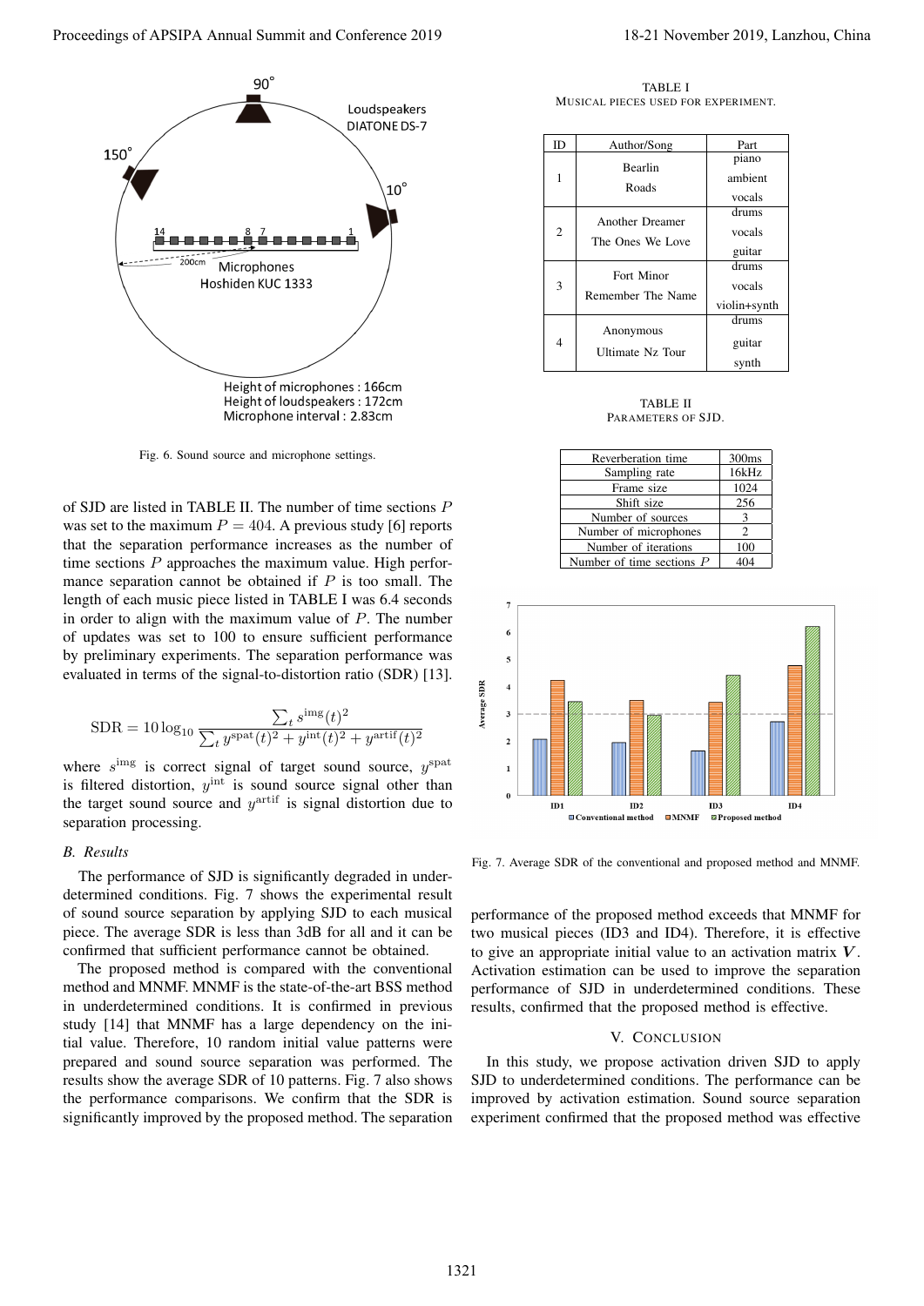Fig. 6. Sound source and microphone settings.

of SJD are listed in TABLE II. The number of time sections $P$ was set to the maximum $P = 404$. A previous study [6] reports that the separation performance increases as the number of time sections $P$ approaches the maximum value. High performance separation cannot be obtained if $P$ is too small. The length of each music piece listed in TABLE I was 6.4 seconds in order to align with the maximum value of $P$. The number of updates was set to 100 to ensure sufficient performance by preliminary experiments. The separation performance was evaluated in terms of the signal-to-distortion ratio (SDR) [13].

$$\mathrm{SDR} = 10\log_{10}\frac{\sum_t s^{\mathrm{img}}(t)^2}{\sum_t y^{\mathrm{spat}}(t)^2 + y^{\mathrm{int}}(t)^2 + y^{\mathrm{artif}}(t)^2}$$

where $s^{\mathrm{img}}$ is correct signal of target sound source, $y^{\mathrm{spat}}$ is filtered distortion, $y^{\mathrm{int}}$ is sound source signal other than the target sound source and $y^{\mathrm{artif}}$ is signal distortion due to separation processing.

### B. Results

The performance of SJD is significantly degraded in underdetermined conditions. Fig. 7 shows the experimental result of sound source separation by applying SJD to each musical piece. The average SDR is less than 3dB for all and it can be confirmed that sufficient performance cannot be obtained.

The proposed method is compared with the conventional method and MNMF. MNMF is the state-of-the-art BSS method in underdetermined conditions. It is confirmed in previous study [14] that MNMF has a large dependency on the initial value. Therefore, 10 random initial value patterns were prepared and sound source separation was performed. The results show the average SDR of 10 patterns. Fig. 7 also shows the performance comparisons. We confirm that the SDR is significantly improved by the proposed method. The separation performance of the proposed method exceeds that MNMF for two musical pieces (ID3 and ID4). Therefore, it is effective to give an appropriate initial value to an activation matrix $\boldsymbol{V}$. Activation estimation can be used to improve the separation performance of SJD in underdetermined conditions. These results, confirmed that the proposed method is effective.

TABLE I
MUSICAL PIECES USED FOR EXPERIMENT.

| ID | Author/Song | Part |
|---|---|---|
| 1 | Bearlin<br>Roads | piano<br>ambient<br>vocals |
| 2 | Another Dreamer<br>The Ones We Love | drums<br>vocals<br>guitar |
| 3 | Fort Minor<br>Remember The Name | drums<br>vocals<br>violin+synth |
| 4 | Anonymous<br>Ultimate Nz Tour | drums<br>guitar<br>synth |

TABLE II
PARAMETERS OF SJD.

| Parameter | Value |
|---|---|
| Reverberation time | 300ms |
| Sampling rate | 16kHz |
| Frame size | 1024 |
| Shift size | 256 |
| Number of sources | 3 |
| Number of microphones | 2 |
| Number of iterations | 100 |
| Number of time sections $P$ | 404 |

Fig. 7. Average SDR of the conventional and proposed method and MNMF.

## V. CONCLUSION

In this study, we propose activation driven SJD to apply SJD to underdetermined conditions. The performance can be improved by activation estimation. Sound source separation experiment confirmed that the proposed method was effective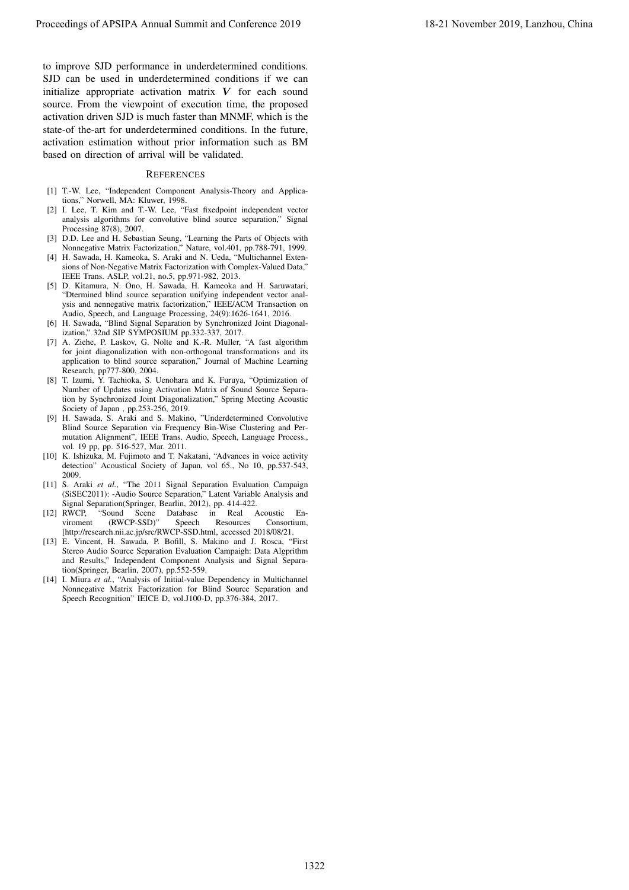to improve SJD performance in underdetermined conditions. SJD can be used in underdetermined conditions if we can initialize appropriate activation matrix $\boldsymbol{V}$ for each sound source. From the viewpoint of execution time, the proposed activation driven SJD is much faster than MNMF, which is the state-of the-art for underdetermined conditions. In the future, activation estimation without prior information such as BM based on direction of arrival will be validated.

## References

[1] T.-W. Lee, "Independent Component Analysis-Theory and Applications," Norwell, MA: Kluwer, 1998.

[2] I. Lee, T. Kim and T.-W. Lee, "Fast fixedpoint independent vector analysis algorithms for convolutive blind source separation," Signal Processing 87(8), 2007.

[3] D.D. Lee and H. Sebastian Seung, "Learning the Parts of Objects with Nonnegative Matrix Factorization," Nature, vol.401, pp.788-791, 1999.

[4] H. Sawada, H. Kameoka, S. Araki and N. Ueda, "Multichannel Extensions of Non-Negative Matrix Factorization with Complex-Valued Data," IEEE Trans. ASLP, vol.21, no.5, pp.971-982, 2013.

[5] D. Kitamura, N. Ono, H. Sawada, H. Kameoka and H. Saruwatari, "Dtermined blind source separation unifying independent vector analysis and nennegative matrix factorization," IEEE/ACM Transaction on Audio, Speech, and Language Processing, 24(9):1626-1641, 2016.

[6] H. Sawada, "Blind Signal Separation by Synchronized Joint Diagonalization," 32nd SIP SYMPOSIUM pp.332-337, 2017.

[7] A. Ziehe, P. Laskov, G. Nolte and K.-R. Muller, "A fast algorithm for joint diagonalization with non-orthogonal transformations and its application to blind source separation," Journal of Machine Learning Research, pp777-800, 2004.

[8] T. Izumi, Y. Tachioka, S. Uenohara and K. Furuya, "Optimization of Number of Updates using Activation Matrix of Sound Source Separation by Synchronized Joint Diagonalization," Spring Meeting Acoustic Society of Japan , pp.253-256, 2019.

[9] H. Sawada, S. Araki and S. Makino, "Underdetermined Convolutive Blind Source Separation via Frequency Bin-Wise Clustering and Permutation Alignment", IEEE Trans. Audio, Speech, Language Process., vol. 19 pp, pp. 516-527, Mar. 2011.

[10] K. Ishizuka, M. Fujimoto and T. Nakatani, "Advances in voice activity detection" Acoustical Society of Japan, vol 65., No 10, pp.537-543, 2009.

[11] S. Araki *et al.*, "The 2011 Signal Separation Evaluation Campaign (SiSEC2011): -Audio Source Separation," Latent Variable Analysis and Signal Separation(Springer, Bearlin, 2012), pp. 414-422.

[12] RWCP, "Sound Scene Database in Real Acoustic Enviroment (RWCP-SSD)" Speech Resources Consortium, [http://research.nii.ac.jp/src/RWCP-SSD.html, accessed 2018/08/21.

[13] E. Vincent, H. Sawada, P. Bofill, S. Makino and J. Rosca, "First Stereo Audio Source Separation Evaluation Campaigh: Data Algprithm and Results," Independent Component Analysis and Signal Separation(Springer, Bearlin, 2007), pp.552-559.

[14] I. Miura *et al.*, "Analysis of Initial-value Dependency in Multichannel Nonnegative Matrix Factorization for Blind Source Separation and Speech Recognition" IEICE D, vol.J100-D, pp.376-384, 2017.